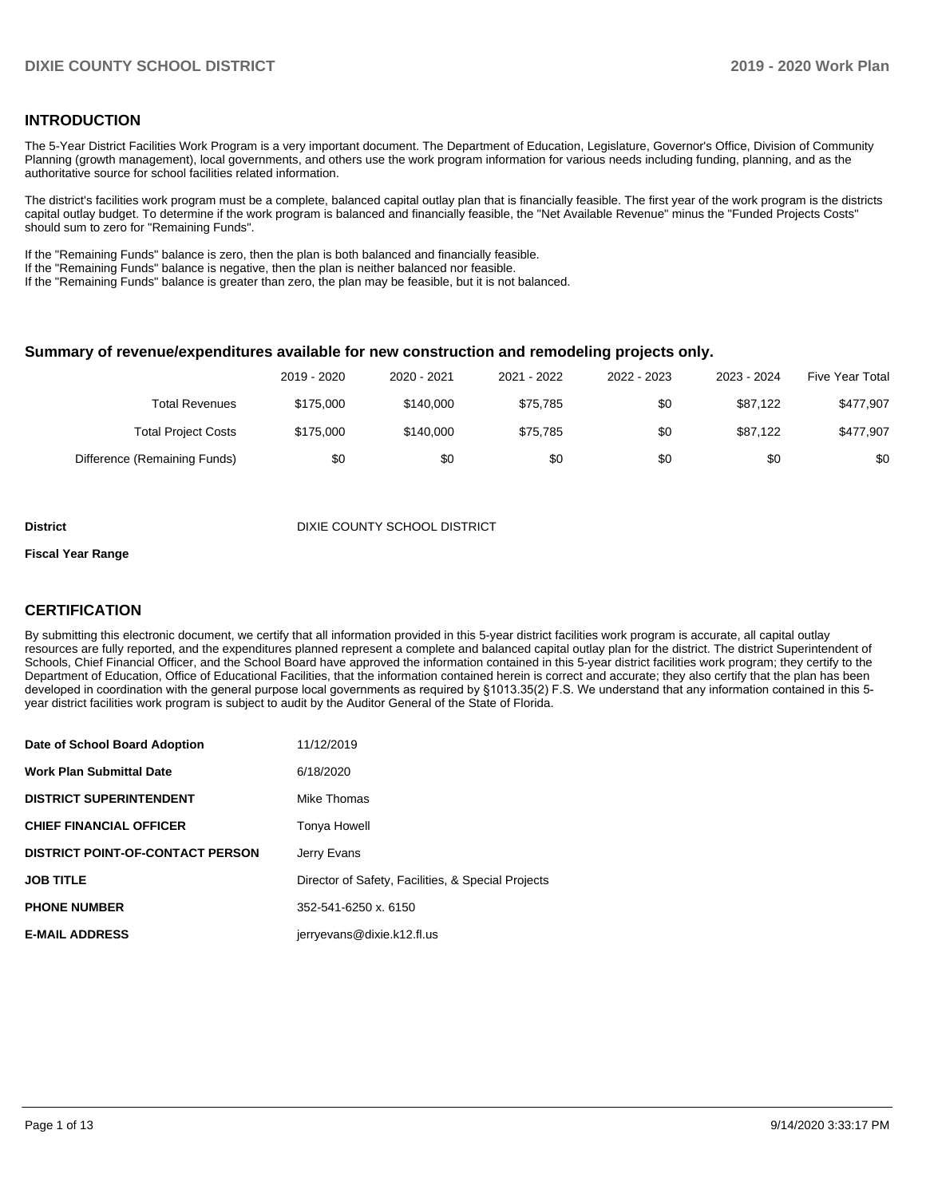## INTRODUCTION

The 5-Year District Facilities Work Program is a very important document. The Department of Education, Legislature, Governor's Office, Division of Community Planning (growth management), local governments, and others use the work program information for various needs including funding, planning, and as the authoritative source for school facilities related information.

The district's facilities work program must be a complete, balanced capital outlay plan that is financially feasible. The first year of the work program is the districts capital outlay budget. To determine if the work program is balanced and financially feasible, the "Net Available Revenue" minus the "Funded Projects Costs" should sum to zero for "Remaining Funds".

If the "Remaining Funds" balance is zero, then the plan is both balanced and financially feasible.
If the "Remaining Funds" balance is negative, then the plan is neither balanced nor feasible.
If the "Remaining Funds" balance is greater than zero, the plan may be feasible, but it is not balanced.

### Summary of revenue/expenditures available for new construction and remodeling projects only.

| | 2019 - 2020 | 2020 - 2021 | 2021 - 2022 | 2022 - 2023 | 2023 - 2024 | Five Year Total |
|---|---|---|---|---|---|---|
| Total Revenues | $175,000 | $140,000 | $75,785 | $0 | $87,122 | $477,907 |
| Total Project Costs | $175,000 | $140,000 | $75,785 | $0 | $87,122 | $477,907 |
| Difference (Remaining Funds) | $0 | $0 | $0 | $0 | $0 | $0 |

**District** DIXIE COUNTY SCHOOL DISTRICT

**Fiscal Year Range**

## CERTIFICATION

By submitting this electronic document, we certify that all information provided in this 5-year district facilities work program is accurate, all capital outlay resources are fully reported, and the expenditures planned represent a complete and balanced capital outlay plan for the district. The district Superintendent of Schools, Chief Financial Officer, and the School Board have approved the information contained in this 5-year district facilities work program; they certify to the Department of Education, Office of Educational Facilities, that the information contained herein is correct and accurate; they also certify that the plan has been developed in coordination with the general purpose local governments as required by §1013.35(2) F.S. We understand that any information contained in this 5-year district facilities work program is subject to audit by the Auditor General of the State of Florida.

| | |
|---|---|
| **Date of School Board Adoption** | 11/12/2019 |
| **Work Plan Submittal Date** | 6/18/2020 |
| **DISTRICT SUPERINTENDENT** | Mike Thomas |
| **CHIEF FINANCIAL OFFICER** | Tonya Howell |
| **DISTRICT POINT-OF-CONTACT PERSON** | Jerry Evans |
| **JOB TITLE** | Director of Safety, Facilities, & Special Projects |
| **PHONE NUMBER** | 352-541-6250 x. 6150 |
| **E-MAIL ADDRESS** | jerryevans@dixie.k12.fl.us |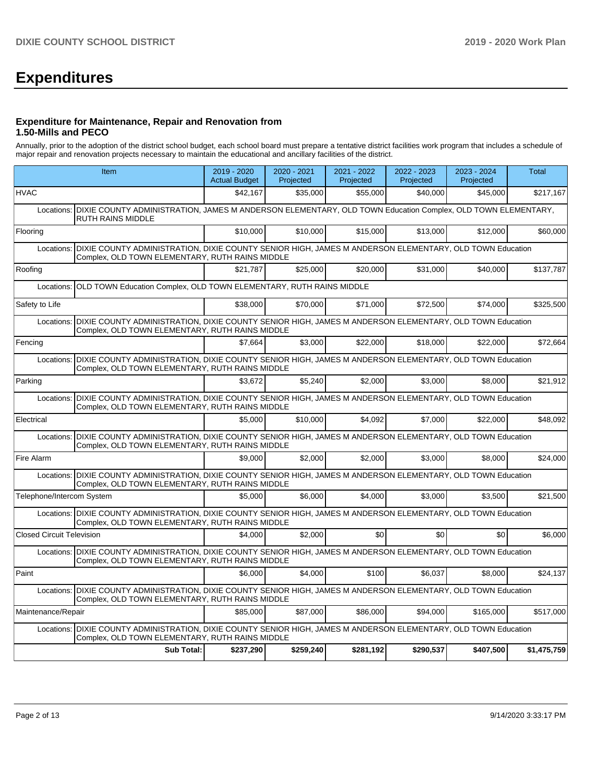# Expenditures

### Expenditure for Maintenance, Repair and Renovation from 1.50-Mills and PECO

Annually, prior to the adoption of the district school budget, each school board must prepare a tentative district facilities work program that includes a schedule of major repair and renovation projects necessary to maintain the educational and ancillary facilities of the district.

| Item | | 2019 - 2020 Actual Budget | 2020 - 2021 Projected | 2021 - 2022 Projected | 2022 - 2023 Projected | 2023 - 2024 Projected | Total |
|---|---|---|---|---|---|---|---|
| HVAC | | $42,167 | $35,000 | $55,000 | $40,000 | $45,000 | $217,167 |
| Locations: | DIXIE COUNTY ADMINISTRATION, JAMES M ANDERSON ELEMENTARY, OLD TOWN Education Complex, OLD TOWN ELEMENTARY, RUTH RAINS MIDDLE | | | | | | |
| Flooring | | $10,000 | $10,000 | $15,000 | $13,000 | $12,000 | $60,000 |
| Locations: | DIXIE COUNTY ADMINISTRATION, DIXIE COUNTY SENIOR HIGH, JAMES M ANDERSON ELEMENTARY, OLD TOWN Education Complex, OLD TOWN ELEMENTARY, RUTH RAINS MIDDLE | | | | | | |
| Roofing | | $21,787 | $25,000 | $20,000 | $31,000 | $40,000 | $137,787 |
| Locations: | OLD TOWN Education Complex, OLD TOWN ELEMENTARY, RUTH RAINS MIDDLE | | | | | | |
| Safety to Life | | $38,000 | $70,000 | $71,000 | $72,500 | $74,000 | $325,500 |
| Locations: | DIXIE COUNTY ADMINISTRATION, DIXIE COUNTY SENIOR HIGH, JAMES M ANDERSON ELEMENTARY, OLD TOWN Education Complex, OLD TOWN ELEMENTARY, RUTH RAINS MIDDLE | | | | | | |
| Fencing | | $7,664 | $3,000 | $22,000 | $18,000 | $22,000 | $72,664 |
| Locations: | DIXIE COUNTY ADMINISTRATION, DIXIE COUNTY SENIOR HIGH, JAMES M ANDERSON ELEMENTARY, OLD TOWN Education Complex, OLD TOWN ELEMENTARY, RUTH RAINS MIDDLE | | | | | | |
| Parking | | $3,672 | $5,240 | $2,000 | $3,000 | $8,000 | $21,912 |
| Locations: | DIXIE COUNTY ADMINISTRATION, DIXIE COUNTY SENIOR HIGH, JAMES M ANDERSON ELEMENTARY, OLD TOWN Education Complex, OLD TOWN ELEMENTARY, RUTH RAINS MIDDLE | | | | | | |
| Electrical | | $5,000 | $10,000 | $4,092 | $7,000 | $22,000 | $48,092 |
| Locations: | DIXIE COUNTY ADMINISTRATION, DIXIE COUNTY SENIOR HIGH, JAMES M ANDERSON ELEMENTARY, OLD TOWN Education Complex, OLD TOWN ELEMENTARY, RUTH RAINS MIDDLE | | | | | | |
| Fire Alarm | | $9,000 | $2,000 | $2,000 | $3,000 | $8,000 | $24,000 |
| Locations: | DIXIE COUNTY ADMINISTRATION, DIXIE COUNTY SENIOR HIGH, JAMES M ANDERSON ELEMENTARY, OLD TOWN Education Complex, OLD TOWN ELEMENTARY, RUTH RAINS MIDDLE | | | | | | |
| Telephone/Intercom System | | $5,000 | $6,000 | $4,000 | $3,000 | $3,500 | $21,500 |
| Locations: | DIXIE COUNTY ADMINISTRATION, DIXIE COUNTY SENIOR HIGH, JAMES M ANDERSON ELEMENTARY, OLD TOWN Education Complex, OLD TOWN ELEMENTARY, RUTH RAINS MIDDLE | | | | | | |
| Closed Circuit Television | | $4,000 | $2,000 | $0 | $0 | $0 | $6,000 |
| Locations: | DIXIE COUNTY ADMINISTRATION, DIXIE COUNTY SENIOR HIGH, JAMES M ANDERSON ELEMENTARY, OLD TOWN Education Complex, OLD TOWN ELEMENTARY, RUTH RAINS MIDDLE | | | | | | |
| Paint | | $6,000 | $4,000 | $100 | $6,037 | $8,000 | $24,137 |
| Locations: | DIXIE COUNTY ADMINISTRATION, DIXIE COUNTY SENIOR HIGH, JAMES M ANDERSON ELEMENTARY, OLD TOWN Education Complex, OLD TOWN ELEMENTARY, RUTH RAINS MIDDLE | | | | | | |
| Maintenance/Repair | | $85,000 | $87,000 | $86,000 | $94,000 | $165,000 | $517,000 |
| Locations: | DIXIE COUNTY ADMINISTRATION, DIXIE COUNTY SENIOR HIGH, JAMES M ANDERSON ELEMENTARY, OLD TOWN Education Complex, OLD TOWN ELEMENTARY, RUTH RAINS MIDDLE | | | | | | |
| | **Sub Total:** | **$237,290** | **$259,240** | **$281,192** | **$290,537** | **$407,500** | **$1,475,759** |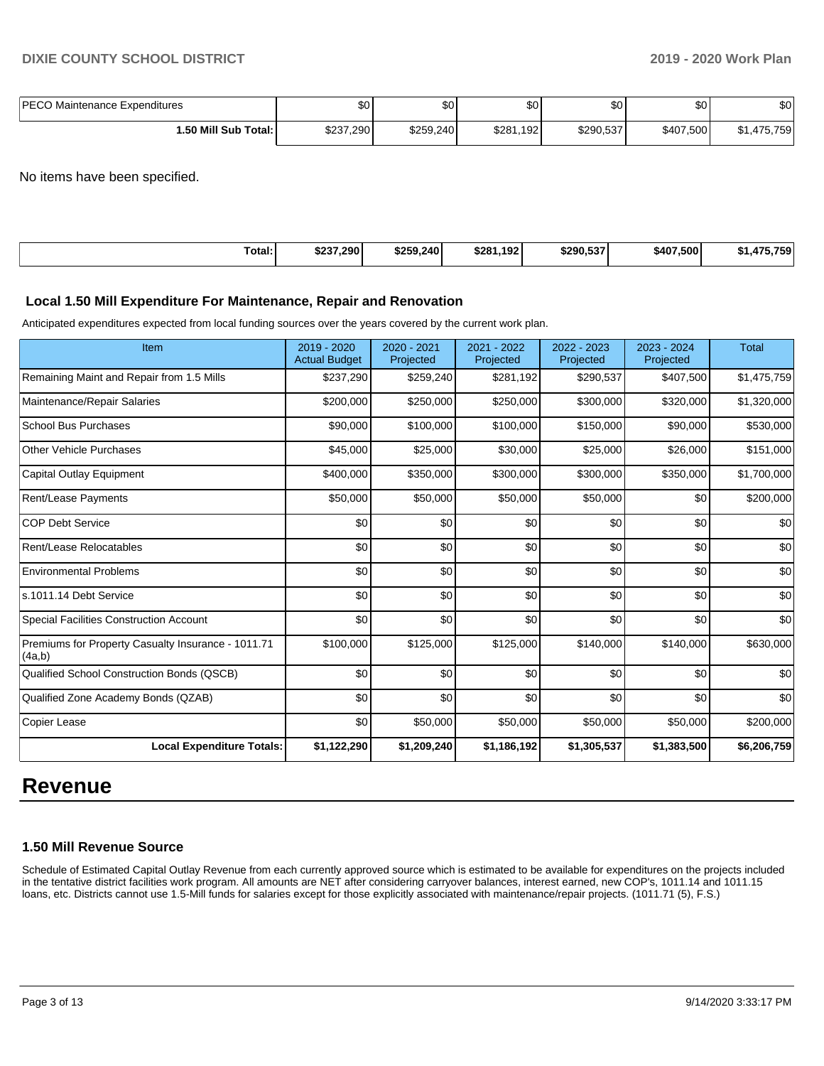| | | | | | | |
|---|---|---|---|---|---|---|
| PECO Maintenance Expenditures | $0 | $0 | $0 | $0 | $0 | $0 |
| **1.50 Mill Sub Total:** | $237,290 | $259,240 | $281,192 | $290,537 | $407,500 | $1,475,759 |

No items have been specified.

| | | | | | | |
|---|---|---|---|---|---|---|
| **Total:** | **$237,290** | **$259,240** | **$281,192** | **$290,537** | **$407,500** | **$1,475,759** |

### Local 1.50 Mill Expenditure For Maintenance, Repair and Renovation

Anticipated expenditures expected from local funding sources over the years covered by the current work plan.

| Item | 2019 - 2020 Actual Budget | 2020 - 2021 Projected | 2021 - 2022 Projected | 2022 - 2023 Projected | 2023 - 2024 Projected | Total |
|---|---|---|---|---|---|---|
| Remaining Maint and Repair from 1.5 Mills | $237,290 | $259,240 | $281,192 | $290,537 | $407,500 | $1,475,759 |
| Maintenance/Repair Salaries | $200,000 | $250,000 | $250,000 | $300,000 | $320,000 | $1,320,000 |
| School Bus Purchases | $90,000 | $100,000 | $100,000 | $150,000 | $90,000 | $530,000 |
| Other Vehicle Purchases | $45,000 | $25,000 | $30,000 | $25,000 | $26,000 | $151,000 |
| Capital Outlay Equipment | $400,000 | $350,000 | $300,000 | $300,000 | $350,000 | $1,700,000 |
| Rent/Lease Payments | $50,000 | $50,000 | $50,000 | $50,000 | $0 | $200,000 |
| COP Debt Service | $0 | $0 | $0 | $0 | $0 | $0 |
| Rent/Lease Relocatables | $0 | $0 | $0 | $0 | $0 | $0 |
| Environmental Problems | $0 | $0 | $0 | $0 | $0 | $0 |
| s.1011.14 Debt Service | $0 | $0 | $0 | $0 | $0 | $0 |
| Special Facilities Construction Account | $0 | $0 | $0 | $0 | $0 | $0 |
| Premiums for Property Casualty Insurance - 1011.71 (4a,b) | $100,000 | $125,000 | $125,000 | $140,000 | $140,000 | $630,000 |
| Qualified School Construction Bonds (QSCB) | $0 | $0 | $0 | $0 | $0 | $0 |
| Qualified Zone Academy Bonds (QZAB) | $0 | $0 | $0 | $0 | $0 | $0 |
| Copier Lease | $0 | $50,000 | $50,000 | $50,000 | $50,000 | $200,000 |
| **Local Expenditure Totals:** | **$1,122,290** | **$1,209,240** | **$1,186,192** | **$1,305,537** | **$1,383,500** | **$6,206,759** |

# Revenue

### 1.50 Mill Revenue Source

Schedule of Estimated Capital Outlay Revenue from each currently approved source which is estimated to be available for expenditures on the projects included in the tentative district facilities work program. All amounts are NET after considering carryover balances, interest earned, new COP's, 1011.14 and 1011.15 loans, etc. Districts cannot use 1.5-Mill funds for salaries except for those explicitly associated with maintenance/repair projects. (1011.71 (5), F.S.)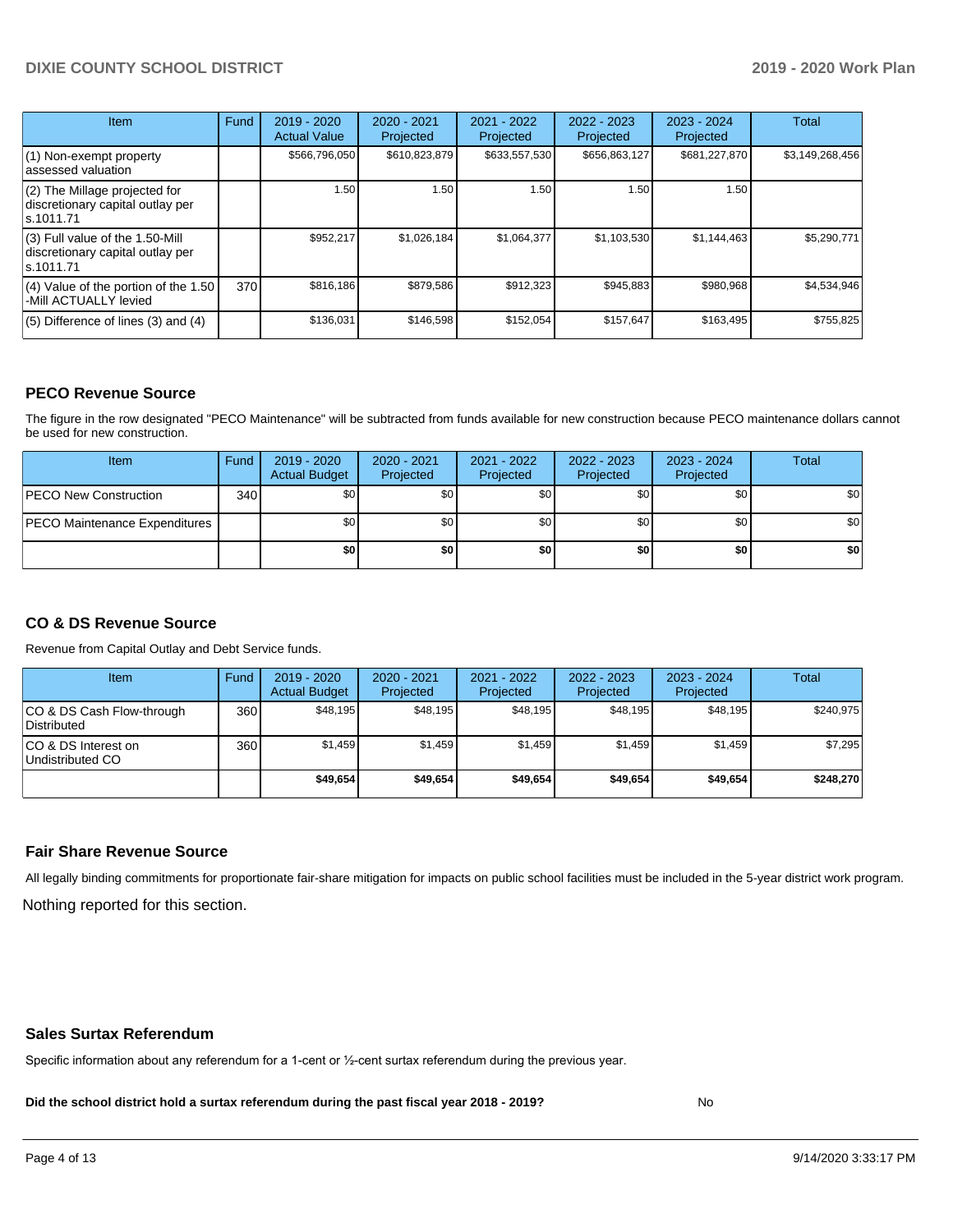| Item | Fund | 2019 - 2020 Actual Value | 2020 - 2021 Projected | 2021 - 2022 Projected | 2022 - 2023 Projected | 2023 - 2024 Projected | Total |
|---|---|---|---|---|---|---|---|
| (1) Non-exempt property assessed valuation | | $566,796,050 | $610,823,879 | $633,557,530 | $656,863,127 | $681,227,870 | $3,149,268,456 |
| (2) The Millage projected for discretionary capital outlay per s.1011.71 | | 1.50 | 1.50 | 1.50 | 1.50 | 1.50 | |
| (3) Full value of the 1.50-Mill discretionary capital outlay per s.1011.71 | | $952,217 | $1,026,184 | $1,064,377 | $1,103,530 | $1,144,463 | $5,290,771 |
| (4) Value of the portion of the 1.50 -Mill ACTUALLY levied | 370 | $816,186 | $879,586 | $912,323 | $945,883 | $980,968 | $4,534,946 |
| (5) Difference of lines (3) and (4) | | $136,031 | $146,598 | $152,054 | $157,647 | $163,495 | $755,825 |

### PECO Revenue Source

The figure in the row designated "PECO Maintenance" will be subtracted from funds available for new construction because PECO maintenance dollars cannot be used for new construction.

| Item | Fund | 2019 - 2020 Actual Budget | 2020 - 2021 Projected | 2021 - 2022 Projected | 2022 - 2023 Projected | 2023 - 2024 Projected | Total |
|---|---|---|---|---|---|---|---|
| PECO New Construction | 340 | $0 | $0 | $0 | $0 | $0 | $0 |
| PECO Maintenance Expenditures | | $0 | $0 | $0 | $0 | $0 | $0 |
| | | **$0** | **$0** | **$0** | **$0** | **$0** | **$0** |

### CO & DS Revenue Source

Revenue from Capital Outlay and Debt Service funds.

| Item | Fund | 2019 - 2020 Actual Budget | 2020 - 2021 Projected | 2021 - 2022 Projected | 2022 - 2023 Projected | 2023 - 2024 Projected | Total |
|---|---|---|---|---|---|---|---|
| CO & DS Cash Flow-through Distributed | 360 | $48,195 | $48,195 | $48,195 | $48,195 | $48,195 | $240,975 |
| CO & DS Interest on Undistributed CO | 360 | $1,459 | $1,459 | $1,459 | $1,459 | $1,459 | $7,295 |
| | | **$49,654** | **$49,654** | **$49,654** | **$49,654** | **$49,654** | **$248,270** |

### Fair Share Revenue Source

All legally binding commitments for proportionate fair-share mitigation for impacts on public school facilities must be included in the 5-year district work program.

Nothing reported for this section.

### Sales Surtax Referendum

Specific information about any referendum for a 1-cent or ½-cent surtax referendum during the previous year.

**Did the school district hold a surtax referendum during the past fiscal year 2018 - 2019?** No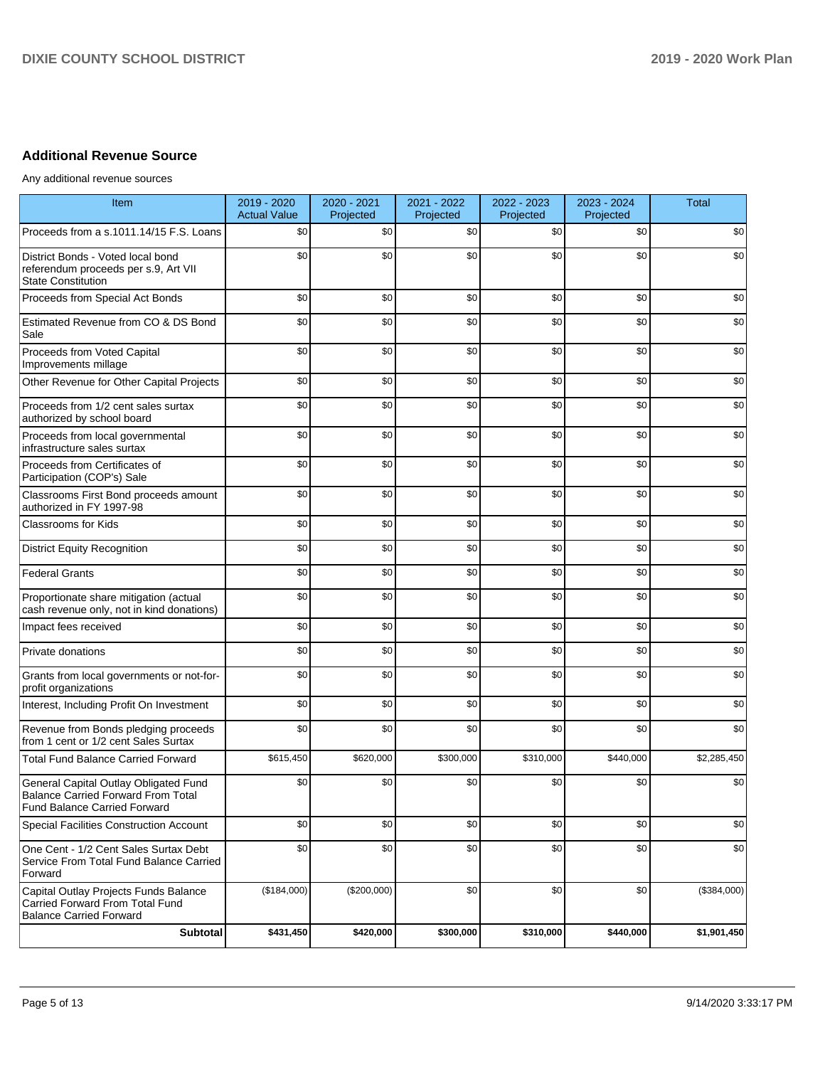## Additional Revenue Source

Any additional revenue sources

| Item | 2019 - 2020 Actual Value | 2020 - 2021 Projected | 2021 - 2022 Projected | 2022 - 2023 Projected | 2023 - 2024 Projected | Total |
|---|---|---|---|---|---|---|
| Proceeds from a s.1011.14/15 F.S. Loans | $0 | $0 | $0 | $0 | $0 | $0 |
| District Bonds - Voted local bond referendum proceeds per s.9, Art VII State Constitution | $0 | $0 | $0 | $0 | $0 | $0 |
| Proceeds from Special Act Bonds | $0 | $0 | $0 | $0 | $0 | $0 |
| Estimated Revenue from CO & DS Bond Sale | $0 | $0 | $0 | $0 | $0 | $0 |
| Proceeds from Voted Capital Improvements millage | $0 | $0 | $0 | $0 | $0 | $0 |
| Other Revenue for Other Capital Projects | $0 | $0 | $0 | $0 | $0 | $0 |
| Proceeds from 1/2 cent sales surtax authorized by school board | $0 | $0 | $0 | $0 | $0 | $0 |
| Proceeds from local governmental infrastructure sales surtax | $0 | $0 | $0 | $0 | $0 | $0 |
| Proceeds from Certificates of Participation (COP's) Sale | $0 | $0 | $0 | $0 | $0 | $0 |
| Classrooms First Bond proceeds amount authorized in FY 1997-98 | $0 | $0 | $0 | $0 | $0 | $0 |
| Classrooms for Kids | $0 | $0 | $0 | $0 | $0 | $0 |
| District Equity Recognition | $0 | $0 | $0 | $0 | $0 | $0 |
| Federal Grants | $0 | $0 | $0 | $0 | $0 | $0 |
| Proportionate share mitigation (actual cash revenue only, not in kind donations) | $0 | $0 | $0 | $0 | $0 | $0 |
| Impact fees received | $0 | $0 | $0 | $0 | $0 | $0 |
| Private donations | $0 | $0 | $0 | $0 | $0 | $0 |
| Grants from local governments or not-for-profit organizations | $0 | $0 | $0 | $0 | $0 | $0 |
| Interest, Including Profit On Investment | $0 | $0 | $0 | $0 | $0 | $0 |
| Revenue from Bonds pledging proceeds from 1 cent or 1/2 cent Sales Surtax | $0 | $0 | $0 | $0 | $0 | $0 |
| Total Fund Balance Carried Forward | $615,450 | $620,000 | $300,000 | $310,000 | $440,000 | $2,285,450 |
| General Capital Outlay Obligated Fund Balance Carried Forward From Total Fund Balance Carried Forward | $0 | $0 | $0 | $0 | $0 | $0 |
| Special Facilities Construction Account | $0 | $0 | $0 | $0 | $0 | $0 |
| One Cent - 1/2 Cent Sales Surtax Debt Service From Total Fund Balance Carried Forward | $0 | $0 | $0 | $0 | $0 | $0 |
| Capital Outlay Projects Funds Balance Carried Forward From Total Fund Balance Carried Forward | ($184,000) | ($200,000) | $0 | $0 | $0 | ($384,000) |
| **Subtotal** | **$431,450** | **$420,000** | **$300,000** | **$310,000** | **$440,000** | **$1,901,450** |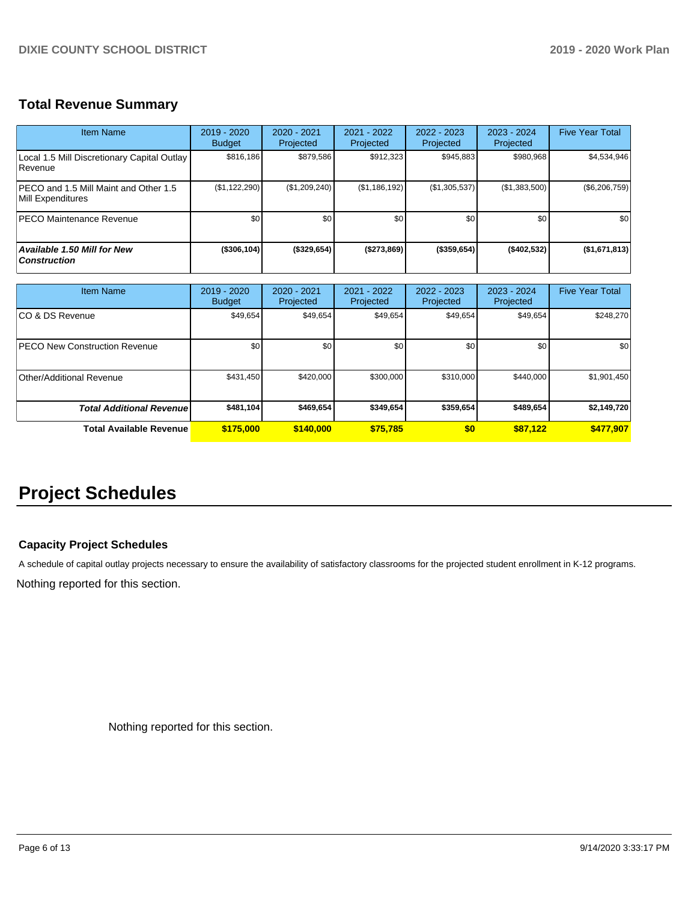## Total Revenue Summary

| Item Name | 2019 - 2020 Budget | 2020 - 2021 Projected | 2021 - 2022 Projected | 2022 - 2023 Projected | 2023 - 2024 Projected | Five Year Total |
|---|---|---|---|---|---|---|
| Local 1.5 Mill Discretionary Capital Outlay Revenue | $816,186 | $879,586 | $912,323 | $945,883 | $980,968 | $4,534,946 |
| PECO and 1.5 Mill Maint and Other 1.5 Mill Expenditures | ($1,122,290) | ($1,209,240) | ($1,186,192) | ($1,305,537) | ($1,383,500) | ($6,206,759) |
| PECO Maintenance Revenue | $0 | $0 | $0 | $0 | $0 | $0 |
| ***Available 1.50 Mill for New Construction*** | **($306,104)** | **($329,654)** | **($273,869)** | **($359,654)** | **($402,532)** | **($1,671,813)** |

| Item Name | 2019 - 2020 Budget | 2020 - 2021 Projected | 2021 - 2022 Projected | 2022 - 2023 Projected | 2023 - 2024 Projected | Five Year Total |
|---|---|---|---|---|---|---|
| CO & DS Revenue | $49,654 | $49,654 | $49,654 | $49,654 | $49,654 | $248,270 |
| PECO New Construction Revenue | $0 | $0 | $0 | $0 | $0 | $0 |
| Other/Additional Revenue | $431,450 | $420,000 | $300,000 | $310,000 | $440,000 | $1,901,450 |
| ***Total Additional Revenue*** | **$481,104** | **$469,654** | **$349,654** | **$359,654** | **$489,654** | **$2,149,720** |
| **Total Available Revenue** | **$175,000** | **$140,000** | **$75,785** | **$0** | **$87,122** | **$477,907** |

# Project Schedules

### Capacity Project Schedules

A schedule of capital outlay projects necessary to ensure the availability of satisfactory classrooms for the projected student enrollment in K-12 programs.

Nothing reported for this section.

Nothing reported for this section.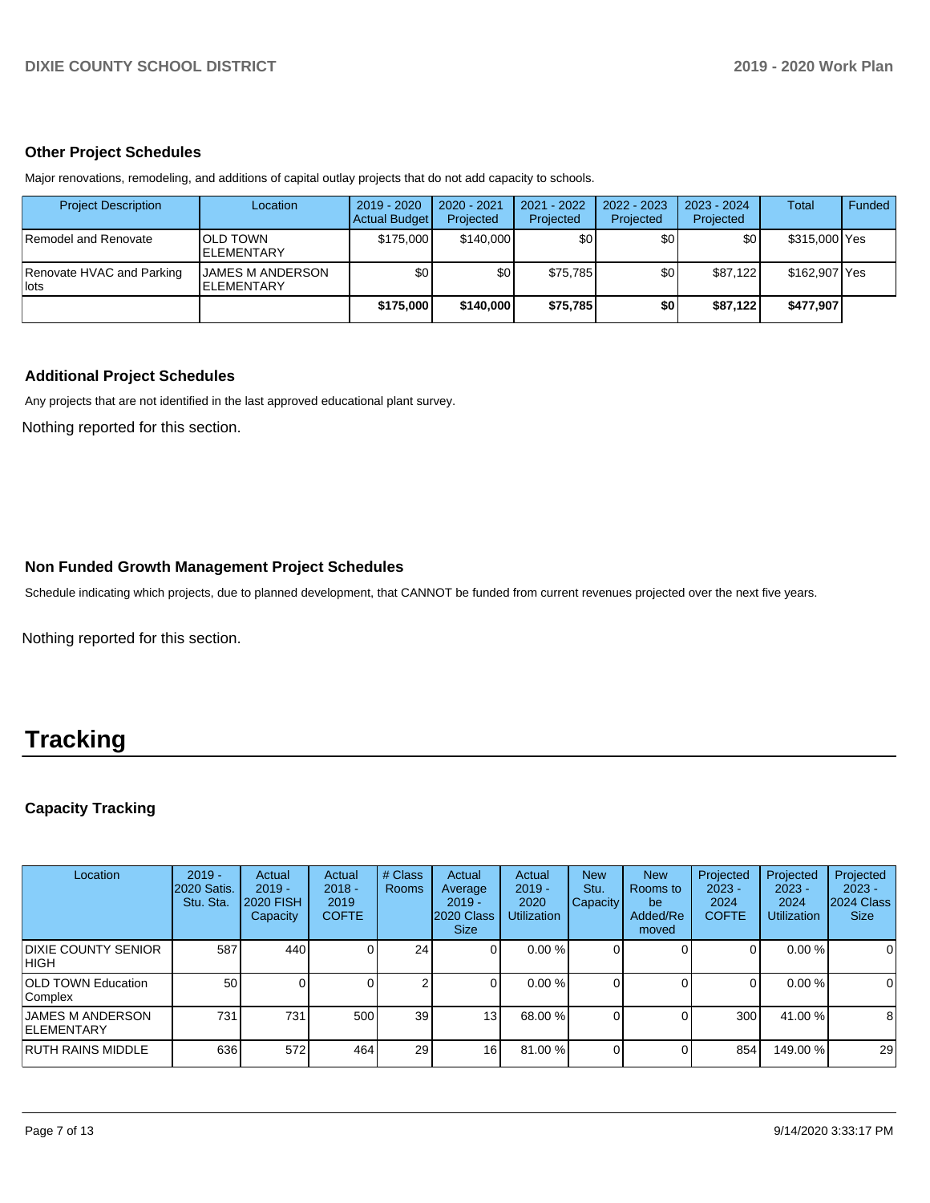### Other Project Schedules

Major renovations, remodeling, and additions of capital outlay projects that do not add capacity to schools.

| Project Description | Location | 2019 - 2020 Actual Budget | 2020 - 2021 Projected | 2021 - 2022 Projected | 2022 - 2023 Projected | 2023 - 2024 Projected | Total | Funded |
|---|---|---|---|---|---|---|---|---|
| Remodel and Renovate | OLD TOWN ELEMENTARY | $175,000 | $140,000 | $0 | $0 | $0 | $315,000 | Yes |
| Renovate HVAC and Parking lots | JAMES M ANDERSON ELEMENTARY | $0 | $0 | $75,785 | $0 | $87,122 | $162,907 | Yes |
| | | **$175,000** | **$140,000** | **$75,785** | **$0** | **$87,122** | **$477,907** | |

### Additional Project Schedules

Any projects that are not identified in the last approved educational plant survey.

Nothing reported for this section.

### Non Funded Growth Management Project Schedules

Schedule indicating which projects, due to planned development, that CANNOT be funded from current revenues projected over the next five years.

Nothing reported for this section.

# Tracking

### Capacity Tracking

| Location | 2019 - 2020 Satis. Stu. Sta. | Actual 2019 - 2020 FISH Capacity | Actual 2018 - 2019 COFTE | # Class Rooms | Actual Average 2019 - 2020 Class Size | Actual 2019 - 2020 Utilization | New Stu. Capacity | New Rooms to be Added/Removed | Projected 2023 - 2024 COFTE | Projected 2023 - 2024 Utilization | Projected 2023 - 2024 Class Size |
|---|---|---|---|---|---|---|---|---|---|---|---|
| DIXIE COUNTY SENIOR HIGH | 587 | 440 | 0 | 24 | 0 | 0.00 % | 0 | 0 | 0 | 0.00 % | 0 |
| OLD TOWN Education Complex | 50 | 0 | 0 | 2 | 0 | 0.00 % | 0 | 0 | 0 | 0.00 % | 0 |
| JAMES M ANDERSON ELEMENTARY | 731 | 731 | 500 | 39 | 13 | 68.00 % | 0 | 0 | 300 | 41.00 % | 8 |
| RUTH RAINS MIDDLE | 636 | 572 | 464 | 29 | 16 | 81.00 % | 0 | 0 | 854 | 149.00 % | 29 |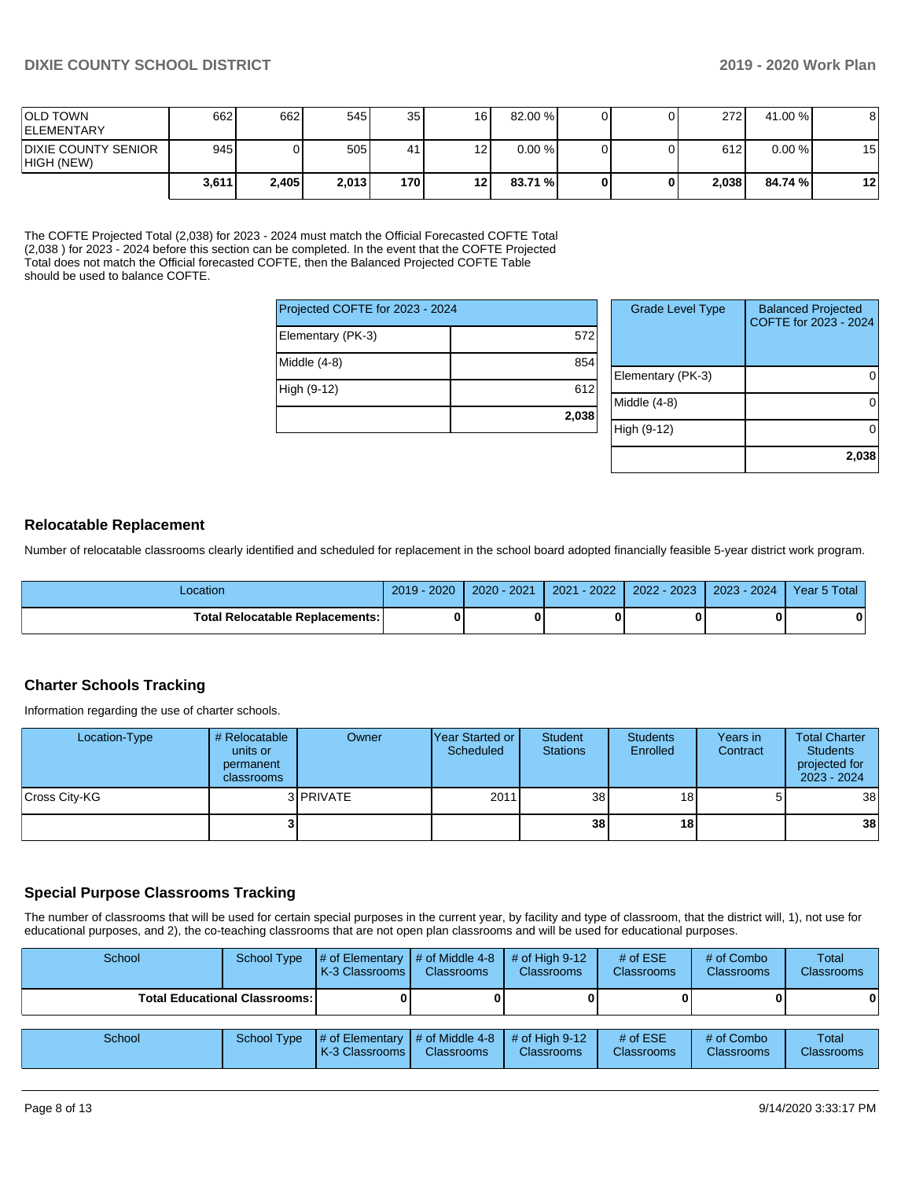| | | | | | | | | | | |
|---|---|---|---|---|---|---|---|---|---|---|
| OLD TOWN ELEMENTARY | 662 | 662 | 545 | 35 | 16 | 82.00 % | 0 | 0 | 272 | 41.00 % | 8 |
| DIXIE COUNTY SENIOR HIGH (NEW) | 945 | 0 | 505 | 41 | 12 | 0.00 % | 0 | 0 | 612 | 0.00 % | 15 |
| | **3,611** | **2,405** | **2,013** | **170** | **12** | **83.71 %** | **0** | **0** | **2,038** | **84.74 %** | **12** |

The COFTE Projected Total (2,038) for 2023 - 2024 must match the Official Forecasted COFTE Total (2,038 ) for 2023 - 2024 before this section can be completed. In the event that the COFTE Projected Total does not match the Official forecasted COFTE, then the Balanced Projected COFTE Table should be used to balance COFTE.

| Projected COFTE for 2023 - 2024 | |
|---|---|
| Elementary (PK-3) | 572 |
| Middle (4-8) | 854 |
| High (9-12) | 612 |
| | **2,038** |

| Grade Level Type | Balanced Projected COFTE for 2023 - 2024 |
|---|---|
| Elementary (PK-3) | 0 |
| Middle (4-8) | 0 |
| High (9-12) | 0 |
| | **2,038** |

## Relocatable Replacement

Number of relocatable classrooms clearly identified and scheduled for replacement in the school board adopted financially feasible 5-year district work program.

| Location | 2019 - 2020 | 2020 - 2021 | 2021 - 2022 | 2022 - 2023 | 2023 - 2024 | Year 5 Total |
|---|---|---|---|---|---|---|
| **Total Relocatable Replacements:** | **0** | **0** | **0** | **0** | **0** | **0** |

## Charter Schools Tracking

Information regarding the use of charter schools.

| Location-Type | # Relocatable units or permanent classrooms | Owner | Year Started or Scheduled | Student Stations | Students Enrolled | Years in Contract | Total Charter Students projected for 2023 - 2024 |
|---|---|---|---|---|---|---|---|
| Cross City-KG | 3 | PRIVATE | 2011 | 38 | 18 | 5 | 38 |
| | **3** | | | **38** | **18** | | **38** |

## Special Purpose Classrooms Tracking

The number of classrooms that will be used for certain special purposes in the current year, by facility and type of classroom, that the district will, 1), not use for educational purposes, and 2), the co-teaching classrooms that are not open plan classrooms and will be used for educational purposes.

| School | School Type | # of Elementary K-3 Classrooms | # of Middle 4-8 Classrooms | # of High 9-12 Classrooms | # of ESE Classrooms | # of Combo Classrooms | Total Classrooms |
|---|---|---|---|---|---|---|---|
| **Total Educational Classrooms:** | | **0** | **0** | **0** | **0** | **0** | **0** |

| School | School Type | # of Elementary K-3 Classrooms | # of Middle 4-8 Classrooms | # of High 9-12 Classrooms | # of ESE Classrooms | # of Combo Classrooms | Total Classrooms |
|---|---|---|---|---|---|---|---|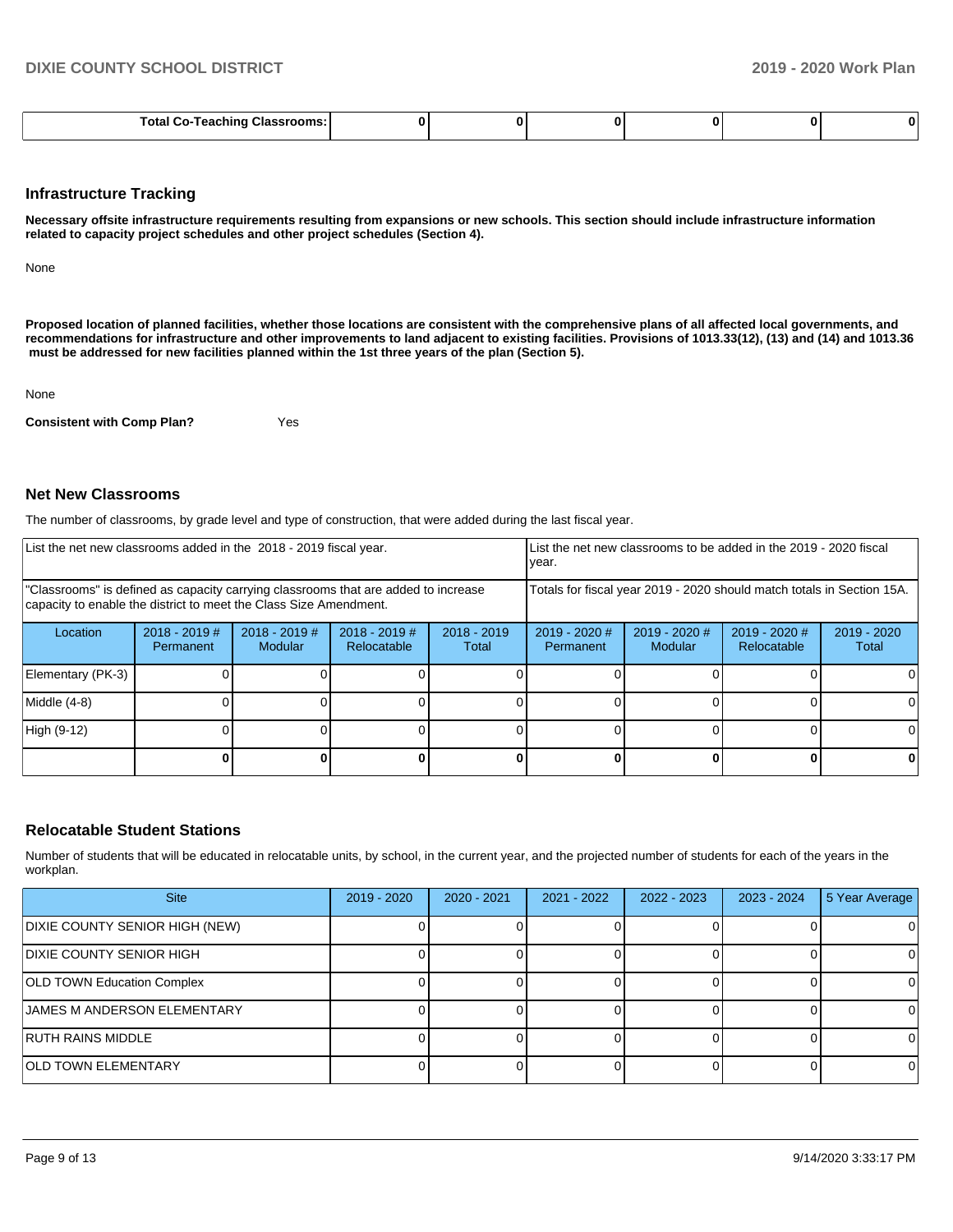| Total Co-Teaching Classrooms: | 0 | 0 | 0 | 0 | 0 | 0 |
|---|---|---|---|---|---|---|

## Infrastructure Tracking

**Necessary offsite infrastructure requirements resulting from expansions or new schools. This section should include infrastructure information related to capacity project schedules and other project schedules (Section 4).**

None

**Proposed location of planned facilities, whether those locations are consistent with the comprehensive plans of all affected local governments, and recommendations for infrastructure and other improvements to land adjacent to existing facilities. Provisions of 1013.33(12), (13) and (14) and 1013.36 must be addressed for new facilities planned within the 1st three years of the plan (Section 5).**

None

**Consistent with Comp Plan?** Yes

## Net New Classrooms

The number of classrooms, by grade level and type of construction, that were added during the last fiscal year.

| List the net new classrooms added in the 2018 - 2019 fiscal year. | | | | | List the net new classrooms to be added in the 2019 - 2020 fiscal year. | | | |
|---|---|---|---|---|---|---|---|---|
| "Classrooms" is defined as capacity carrying classrooms that are added to increase capacity to enable the district to meet the Class Size Amendment. | | | | | Totals for fiscal year 2019 - 2020 should match totals in Section 15A. | | | |
| Location | 2018 - 2019 # Permanent | 2018 - 2019 # Modular | 2018 - 2019 # Relocatable | 2018 - 2019 Total | 2019 - 2020 # Permanent | 2019 - 2020 # Modular | 2019 - 2020 # Relocatable | 2019 - 2020 Total |
| Elementary (PK-3) | 0 | 0 | 0 | 0 | 0 | 0 | 0 | 0 |
| Middle (4-8) | 0 | 0 | 0 | 0 | 0 | 0 | 0 | 0 |
| High (9-12) | 0 | 0 | 0 | 0 | 0 | 0 | 0 | 0 |
| | 0 | 0 | 0 | 0 | 0 | 0 | 0 | 0 |

## Relocatable Student Stations

Number of students that will be educated in relocatable units, by school, in the current year, and the projected number of students for each of the years in the workplan.

| Site | 2019 - 2020 | 2020 - 2021 | 2021 - 2022 | 2022 - 2023 | 2023 - 2024 | 5 Year Average |
|---|---|---|---|---|---|---|
| DIXIE COUNTY SENIOR HIGH (NEW) | 0 | 0 | 0 | 0 | 0 | 0 |
| DIXIE COUNTY SENIOR HIGH | 0 | 0 | 0 | 0 | 0 | 0 |
| OLD TOWN Education Complex | 0 | 0 | 0 | 0 | 0 | 0 |
| JAMES M ANDERSON ELEMENTARY | 0 | 0 | 0 | 0 | 0 | 0 |
| RUTH RAINS MIDDLE | 0 | 0 | 0 | 0 | 0 | 0 |
| OLD TOWN ELEMENTARY | 0 | 0 | 0 | 0 | 0 | 0 |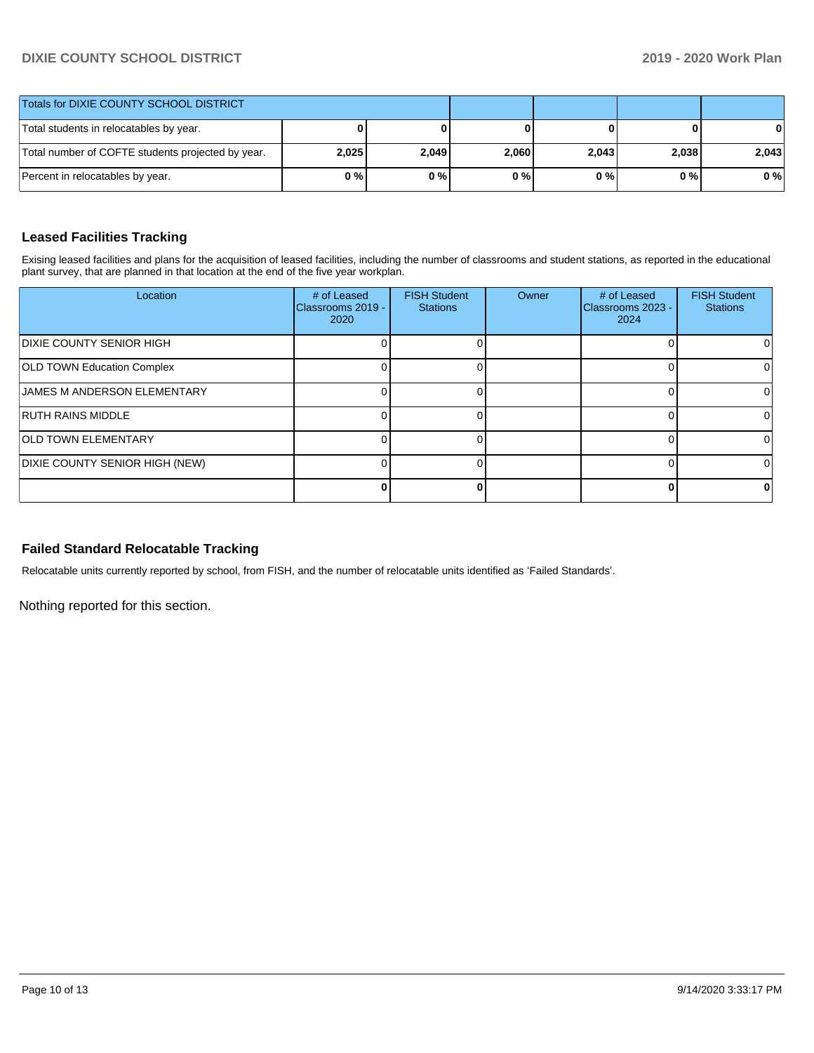| Totals for DIXIE COUNTY SCHOOL DISTRICT | | | | | | |
|---|---|---|---|---|---|---|
| Total students in relocatables by year. | **0** | **0** | **0** | **0** | **0** | **0** |
| Total number of COFTE students projected by year. | **2,025** | **2,049** | **2,060** | **2,043** | **2,038** | **2,043** |
| Percent in relocatables by year. | **0 %** | **0 %** | **0 %** | **0 %** | **0 %** | **0 %** |

### Leased Facilities Tracking

Exising leased facilities and plans for the acquisition of leased facilities, including the number of classrooms and student stations, as reported in the educational plant survey, that are planned in that location at the end of the five year workplan.

| Location | # of Leased Classrooms 2019 - 2020 | FISH Student Stations | Owner | # of Leased Classrooms 2023 - 2024 | FISH Student Stations |
|---|---|---|---|---|---|
| DIXIE COUNTY SENIOR HIGH | 0 | 0 | | 0 | 0 |
| OLD TOWN Education Complex | 0 | 0 | | 0 | 0 |
| JAMES M ANDERSON ELEMENTARY | 0 | 0 | | 0 | 0 |
| RUTH RAINS MIDDLE | 0 | 0 | | 0 | 0 |
| OLD TOWN ELEMENTARY | 0 | 0 | | 0 | 0 |
| DIXIE COUNTY SENIOR HIGH (NEW) | 0 | 0 | | 0 | 0 |
| | **0** | **0** | | **0** | **0** |

### Failed Standard Relocatable Tracking

Relocatable units currently reported by school, from FISH, and the number of relocatable units identified as 'Failed Standards'.

Nothing reported for this section.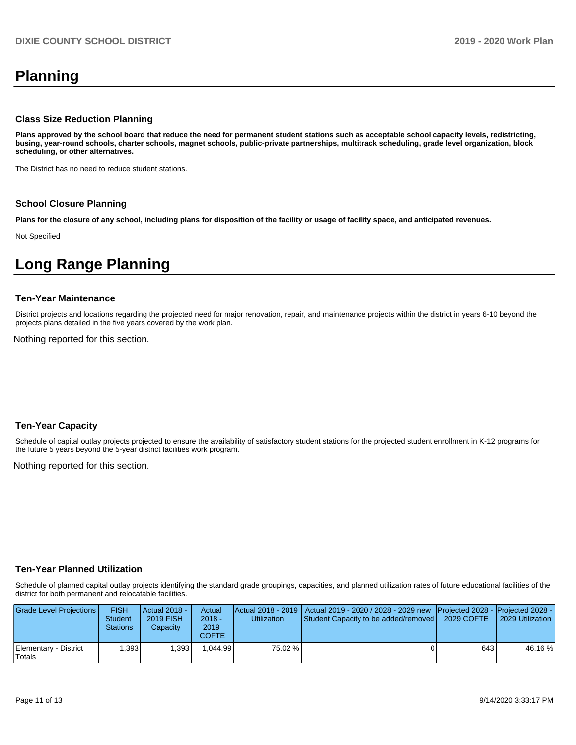# Planning

### Class Size Reduction Planning

**Plans approved by the school board that reduce the need for permanent student stations such as acceptable school capacity levels, redistricting, busing, year-round schools, charter schools, magnet schools, public-private partnerships, multitrack scheduling, grade level organization, block scheduling, or other alternatives.**

The District has no need to reduce student stations.

### School Closure Planning

**Plans for the closure of any school, including plans for disposition of the facility or usage of facility space, and anticipated revenues.**

Not Specified

# Long Range Planning

### Ten-Year Maintenance

District projects and locations regarding the projected need for major renovation, repair, and maintenance projects within the district in years 6-10 beyond the projects plans detailed in the five years covered by the work plan.

Nothing reported for this section.

### Ten-Year Capacity

Schedule of capital outlay projects projected to ensure the availability of satisfactory student stations for the projected student enrollment in K-12 programs for the future 5 years beyond the 5-year district facilities work program.

Nothing reported for this section.

### Ten-Year Planned Utilization

Schedule of planned capital outlay projects identifying the standard grade groupings, capacities, and planned utilization rates of future educational facilities of the district for both permanent and relocatable facilities.

| Grade Level Projections | FISH Student Stations | Actual 2018 - 2019 FISH Capacity | Actual 2018 - 2019 COFTE | Actual 2018 - 2019 Utilization | Actual 2019 - 2020 / 2028 - 2029 new Student Capacity to be added/removed | Projected 2028 - 2029 COFTE | Projected 2028 - 2029 Utilization |
|---|---|---|---|---|---|---|---|
| Elementary - District Totals | 1,393 | 1,393 | 1,044.99 | 75.02 % | 0 | 643 | 46.16 % |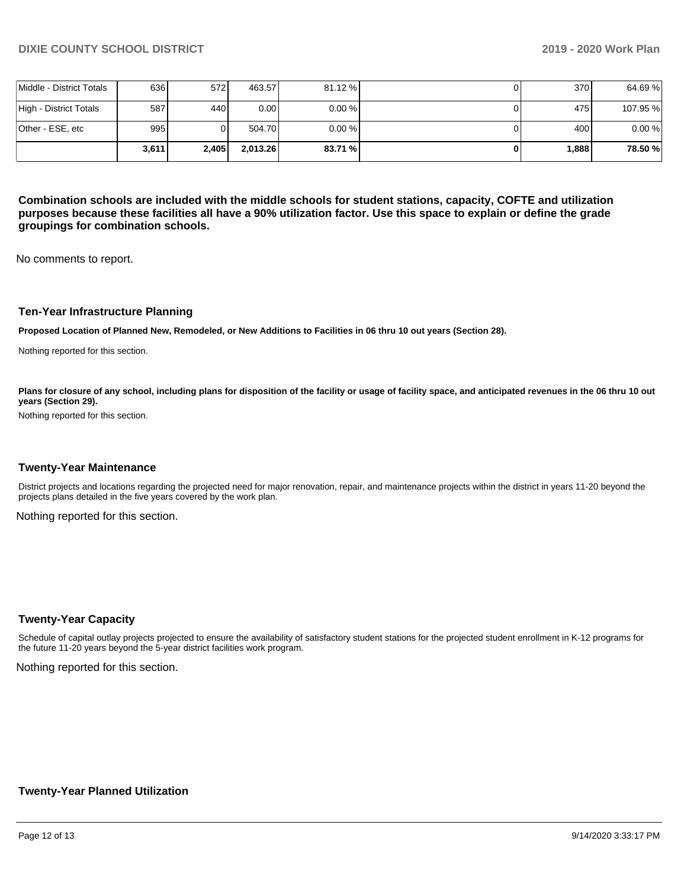| | | | | | | | |
|---|---|---|---|---|---|---|---|
| Middle - District Totals | 636 | 572 | 463.57 | 81.12 % | 0 | 370 | 64.69 % |
| High - District Totals | 587 | 440 | 0.00 | 0.00 % | 0 | 475 | 107.95 % |
| Other - ESE, etc | 995 | 0 | 504.70 | 0.00 % | 0 | 400 | 0.00 % |
| | **3,611** | **2,405** | **2,013.26** | **83.71 %** | **0** | **1,888** | **78.50 %** |

**Combination schools are included with the middle schools for student stations, capacity, COFTE and utilization purposes because these facilities all have a 90% utilization factor. Use this space to explain or define the grade groupings for combination schools.**

No comments to report.

### Ten-Year Infrastructure Planning

**Proposed Location of Planned New, Remodeled, or New Additions to Facilities in 06 thru 10 out years (Section 28).**

Nothing reported for this section.

**Plans for closure of any school, including plans for disposition of the facility or usage of facility space, and anticipated revenues in the 06 thru 10 out years (Section 29).**

Nothing reported for this section.

### Twenty-Year Maintenance

District projects and locations regarding the projected need for major renovation, repair, and maintenance projects within the district in years 11-20 beyond the projects plans detailed in the five years covered by the work plan.

Nothing reported for this section.

### Twenty-Year Capacity

Schedule of capital outlay projects projected to ensure the availability of satisfactory student stations for the projected student enrollment in K-12 programs for the future 11-20 years beyond the 5-year district facilities work program.

Nothing reported for this section.

### Twenty-Year Planned Utilization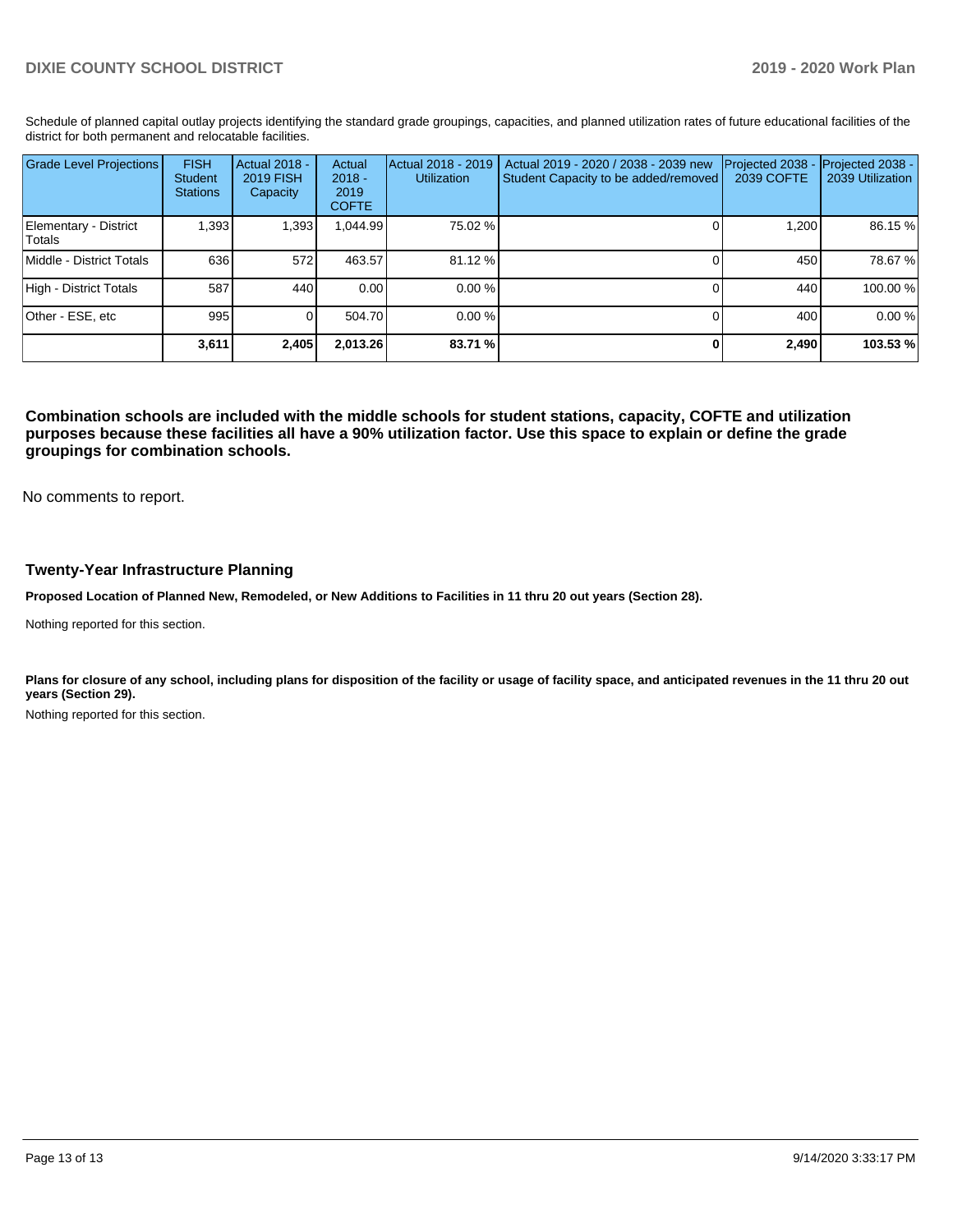Schedule of planned capital outlay projects identifying the standard grade groupings, capacities, and planned utilization rates of future educational facilities of the district for both permanent and relocatable facilities.

| Grade Level Projections | FISH Student Stations | Actual 2018 - 2019 FISH Capacity | Actual 2018 - 2019 COFTE | Actual 2018 - 2019 Utilization | Actual 2019 - 2020 / 2038 - 2039 new Student Capacity to be added/removed | Projected 2038 - 2039 COFTE | Projected 2038 - 2039 Utilization |
|---|---|---|---|---|---|---|---|
| Elementary - District Totals | 1,393 | 1,393 | 1,044.99 | 75.02 % | 0 | 1,200 | 86.15 % |
| Middle - District Totals | 636 | 572 | 463.57 | 81.12 % | 0 | 450 | 78.67 % |
| High - District Totals | 587 | 440 | 0.00 | 0.00 % | 0 | 440 | 100.00 % |
| Other - ESE, etc | 995 | 0 | 504.70 | 0.00 % | 0 | 400 | 0.00 % |
| | **3,611** | **2,405** | **2,013.26** | **83.71 %** | **0** | **2,490** | **103.53 %** |

**Combination schools are included with the middle schools for student stations, capacity, COFTE and utilization purposes because these facilities all have a 90% utilization factor. Use this space to explain or define the grade groupings for combination schools.**

No comments to report.

## Twenty-Year Infrastructure Planning

**Proposed Location of Planned New, Remodeled, or New Additions to Facilities in 11 thru 20 out years (Section 28).**

Nothing reported for this section.

**Plans for closure of any school, including plans for disposition of the facility or usage of facility space, and anticipated revenues in the 11 thru 20 out years (Section 29).**

Nothing reported for this section.